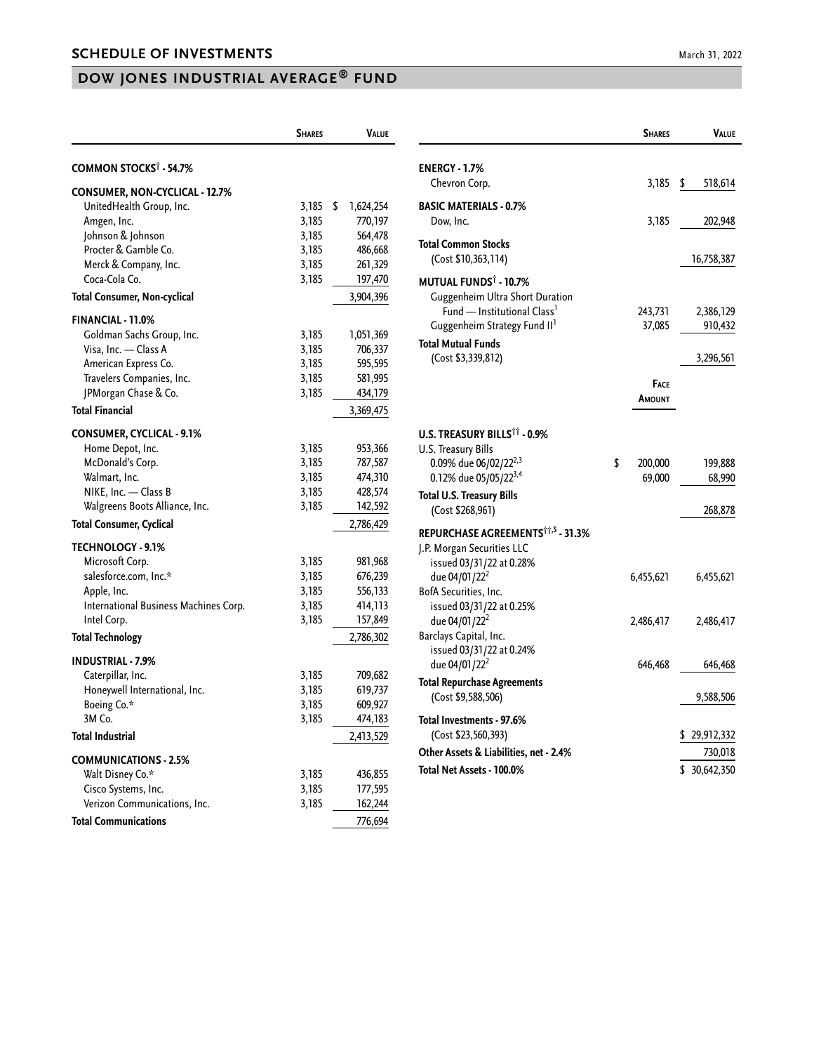## SCHEDULE OF INVESTMENTS

March 31, 2022

## DOW JONES INDUSTRIAL AVERAGE® FUND

| | Shares | Value |
|---|---|---|
| **COMMON STOCKS† - 54.7%** | | |
| **CONSUMER, NON-CYCLICAL - 12.7%** | | |
| UnitedHealth Group, Inc. | 3,185 | $ 1,624,254 |
| Amgen, Inc. | 3,185 | 770,197 |
| Johnson & Johnson | 3,185 | 564,478 |
| Procter & Gamble Co. | 3,185 | 486,668 |
| Merck & Company, Inc. | 3,185 | 261,329 |
| Coca-Cola Co. | 3,185 | 197,470 |
| **Total Consumer, Non-cyclical** | | 3,904,396 |
| **FINANCIAL - 11.0%** | | |
| Goldman Sachs Group, Inc. | 3,185 | 1,051,369 |
| Visa, Inc. — Class A | 3,185 | 706,337 |
| American Express Co. | 3,185 | 595,595 |
| Travelers Companies, Inc. | 3,185 | 581,995 |
| JPMorgan Chase & Co. | 3,185 | 434,179 |
| **Total Financial** | | 3,369,475 |
| **CONSUMER, CYCLICAL - 9.1%** | | |
| Home Depot, Inc. | 3,185 | 953,366 |
| McDonald's Corp. | 3,185 | 787,587 |
| Walmart, Inc. | 3,185 | 474,310 |
| NIKE, Inc. — Class B | 3,185 | 428,574 |
| Walgreens Boots Alliance, Inc. | 3,185 | 142,592 |
| **Total Consumer, Cyclical** | | 2,786,429 |
| **TECHNOLOGY - 9.1%** | | |
| Microsoft Corp. | 3,185 | 981,968 |
| salesforce.com, Inc.* | 3,185 | 676,239 |
| Apple, Inc. | 3,185 | 556,133 |
| International Business Machines Corp. | 3,185 | 414,113 |
| Intel Corp. | 3,185 | 157,849 |
| **Total Technology** | | 2,786,302 |
| **INDUSTRIAL - 7.9%** | | |
| Caterpillar, Inc. | 3,185 | 709,682 |
| Honeywell International, Inc. | 3,185 | 619,737 |
| Boeing Co.* | 3,185 | 609,927 |
| 3M Co. | 3,185 | 474,183 |
| **Total Industrial** | | 2,413,529 |
| **COMMUNICATIONS - 2.5%** | | |
| Walt Disney Co.* | 3,185 | 436,855 |
| Cisco Systems, Inc. | 3,185 | 177,595 |
| Verizon Communications, Inc. | 3,185 | 162,244 |
| **Total Communications** | | 776,694 |
| **ENERGY - 1.7%** | | |
| Chevron Corp. | 3,185 | $ 518,614 |
| **BASIC MATERIALS - 0.7%** | | |
| Dow, Inc. | 3,185 | 202,948 |
| **Total Common Stocks** (Cost $10,363,114) | | 16,758,387 |
| **MUTUAL FUNDS† - 10.7%** | | |
| Guggenheim Ultra Short Duration Fund — Institutional Class[1] | 243,731 | 2,386,129 |
| Guggenheim Strategy Fund II[1] | 37,085 | 910,432 |
| **Total Mutual Funds** (Cost $3,339,812) | | 3,296,561 |

| | Face Amount | Value |
|---|---|---|
| **U.S. TREASURY BILLS†† - 0.9%** | | |
| U.S. Treasury Bills | | |
| 0.09% due 06/02/22[2,3] | $ 200,000 | 199,888 |
| 0.12% due 05/05/22[3,4] | 69,000 | 68,990 |
| **Total U.S. Treasury Bills** (Cost $268,961) | | 268,878 |
| **REPURCHASE AGREEMENTS††,5 - 31.3%** | | |
| J.P. Morgan Securities LLC issued 03/31/22 at 0.28% due 04/01/22[2] | 6,455,621 | 6,455,621 |
| BofA Securities, Inc. issued 03/31/22 at 0.25% due 04/01/22[2] | 2,486,417 | 2,486,417 |
| Barclays Capital, Inc. issued 03/31/22 at 0.24% due 04/01/22[2] | 646,468 | 646,468 |
| **Total Repurchase Agreements** (Cost $9,588,506) | | 9,588,506 |
| **Total Investments - 97.6%** (Cost $23,560,393) | | $ 29,912,332 |
| **Other Assets & Liabilities, net - 2.4%** | | 730,018 |
| **Total Net Assets - 100.0%** | | $ 30,642,350 |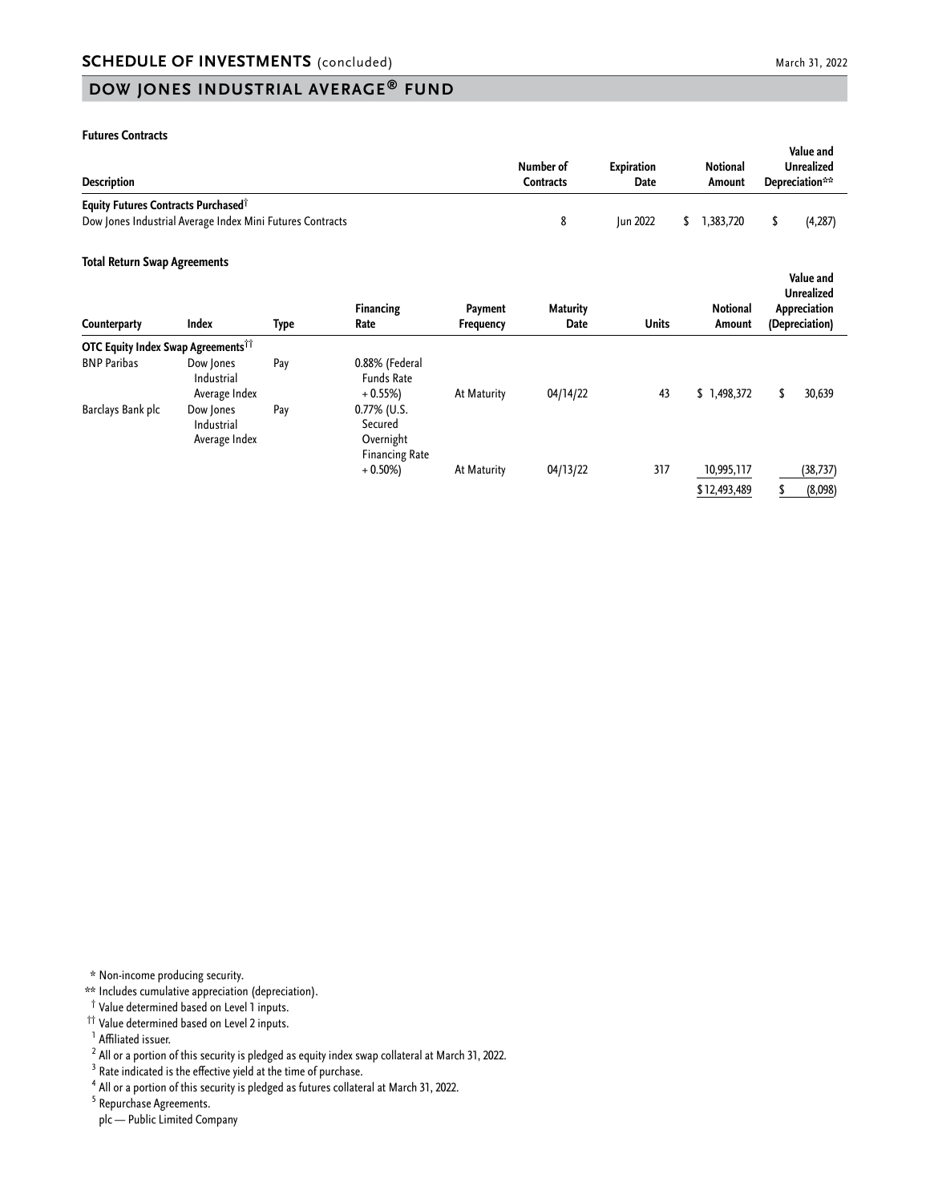## DOW JONES INDUSTRIAL AVERAGE® FUND

**Futures Contracts**

| Description | Number of Contracts | Expiration Date | Notional Amount | Value and Unrealized Depreciation** |
|---|---|---|---|---|
| **Equity Futures Contracts Purchased†** | | | | |
| Dow Jones Industrial Average Index Mini Futures Contracts | 8 | Jun 2022 | $ 1,383,720 | $ (4,287) |

**Total Return Swap Agreements**

| Counterparty | Index | Type | Financing Rate | Payment Frequency | Maturity Date | Units | Notional Amount | Value and Unrealized Appreciation (Depreciation) |
|---|---|---|---|---|---|---|---|---|
| **OTC Equity Index Swap Agreements††** | | | | | | | | |
| BNP Paribas | Dow Jones Industrial Average Index | Pay | 0.88% (Federal Funds Rate + 0.55%) | At Maturity | 04/14/22 | 43 | $ 1,498,372 | $ 30,639 |
| Barclays Bank plc | Dow Jones Industrial Average Index | Pay | 0.77% (U.S. Secured Overnight Financing Rate + 0.50%) | At Maturity | 04/13/22 | 317 | 10,995,117 | (38,737) |
| | | | | | | | $ 12,493,489 | $ (8,098) |

\* Non-income producing security.

** Includes cumulative appreciation (depreciation).

† Value determined based on Level 1 inputs.

†† Value determined based on Level 2 inputs.

[1] Affiliated issuer.

[2] All or a portion of this security is pledged as equity index swap collateral at March 31, 2022.

[3] Rate indicated is the effective yield at the time of purchase.

[4] All or a portion of this security is pledged as futures collateral at March 31, 2022.

[5] Repurchase Agreements.

plc — Public Limited Company